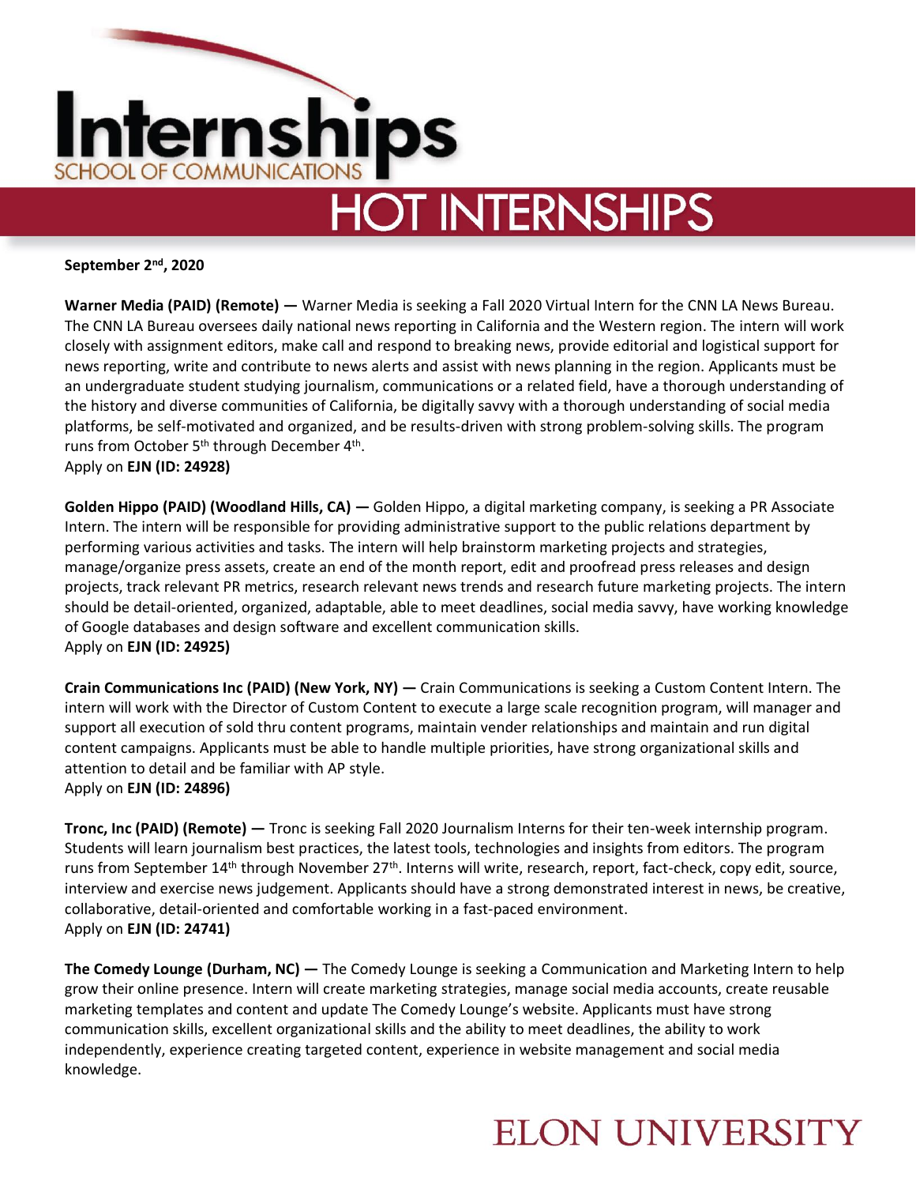# Internships

SCHOOL OF COMMUNICATIONS

## HOT INTERNSHIPS

**September 2nd, 2020**

**Warner Media (PAID) (Remote) —** Warner Media is seeking a Fall 2020 Virtual Intern for the CNN LA News Bureau. The CNN LA Bureau oversees daily national news reporting in California and the Western region. The intern will work closely with assignment editors, make call and respond to breaking news, provide editorial and logistical support for news reporting, write and contribute to news alerts and assist with news planning in the region. Applicants must be an undergraduate student studying journalism, communications or a related field, have a thorough understanding of the history and diverse communities of California, be digitally savvy with a thorough understanding of social media platforms, be self-motivated and organized, and be results-driven with strong problem-solving skills. The program runs from October 5th through December 4th.
Apply on **EJN (ID: 24928)**

**Golden Hippo (PAID) (Woodland Hills, CA) —** Golden Hippo, a digital marketing company, is seeking a PR Associate Intern. The intern will be responsible for providing administrative support to the public relations department by performing various activities and tasks. The intern will help brainstorm marketing projects and strategies, manage/organize press assets, create an end of the month report, edit and proofread press releases and design projects, track relevant PR metrics, research relevant news trends and research future marketing projects. The intern should be detail-oriented, organized, adaptable, able to meet deadlines, social media savvy, have working knowledge of Google databases and design software and excellent communication skills.
Apply on **EJN (ID: 24925)**

**Crain Communications Inc (PAID) (New York, NY) —** Crain Communications is seeking a Custom Content Intern. The intern will work with the Director of Custom Content to execute a large scale recognition program, will manager and support all execution of sold thru content programs, maintain vender relationships and maintain and run digital content campaigns. Applicants must be able to handle multiple priorities, have strong organizational skills and attention to detail and be familiar with AP style.
Apply on **EJN (ID: 24896)**

**Tronc, Inc (PAID) (Remote) —** Tronc is seeking Fall 2020 Journalism Interns for their ten-week internship program. Students will learn journalism best practices, the latest tools, technologies and insights from editors. The program runs from September 14th through November 27th. Interns will write, research, report, fact-check, copy edit, source, interview and exercise news judgement. Applicants should have a strong demonstrated interest in news, be creative, collaborative, detail-oriented and comfortable working in a fast-paced environment.
Apply on **EJN (ID: 24741)**

**The Comedy Lounge (Durham, NC) —** The Comedy Lounge is seeking a Communication and Marketing Intern to help grow their online presence. Intern will create marketing strategies, manage social media accounts, create reusable marketing templates and content and update The Comedy Lounge's website. Applicants must have strong communication skills, excellent organizational skills and the ability to meet deadlines, the ability to work independently, experience creating targeted content, experience in website management and social media knowledge.

ELON UNIVERSITY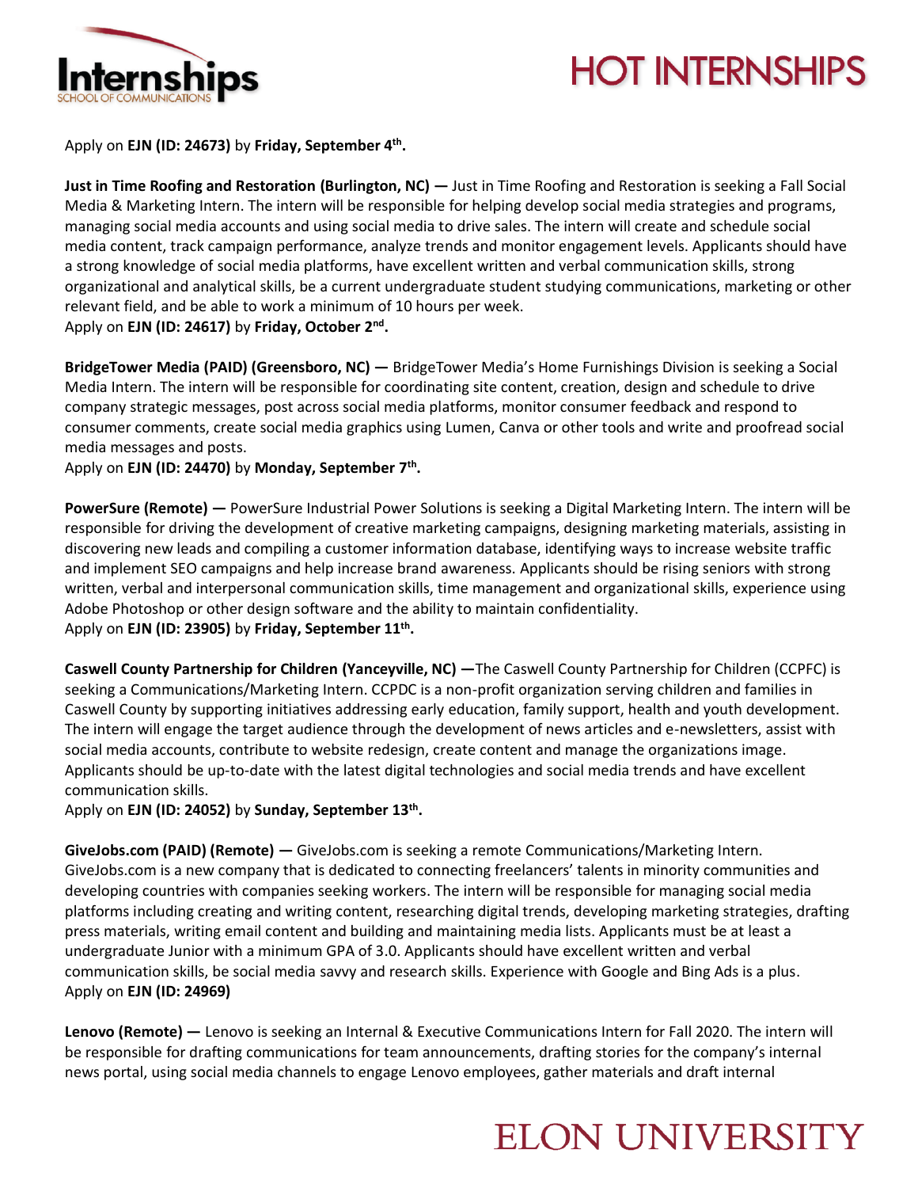Apply on **EJN (ID: 24673)** by **Friday, September 4th.**

**Just in Time Roofing and Restoration (Burlington, NC) —** Just in Time Roofing and Restoration is seeking a Fall Social Media & Marketing Intern. The intern will be responsible for helping develop social media strategies and programs, managing social media accounts and using social media to drive sales. The intern will create and schedule social media content, track campaign performance, analyze trends and monitor engagement levels. Applicants should have a strong knowledge of social media platforms, have excellent written and verbal communication skills, strong organizational and analytical skills, be a current undergraduate student studying communications, marketing or other relevant field, and be able to work a minimum of 10 hours per week.
Apply on **EJN (ID: 24617)** by **Friday, October 2nd.**

**BridgeTower Media (PAID) (Greensboro, NC) —** BridgeTower Media's Home Furnishings Division is seeking a Social Media Intern. The intern will be responsible for coordinating site content, creation, design and schedule to drive company strategic messages, post across social media platforms, monitor consumer feedback and respond to consumer comments, create social media graphics using Lumen, Canva or other tools and write and proofread social media messages and posts.
Apply on **EJN (ID: 24470)** by **Monday, September 7th.**

**PowerSure (Remote) —** PowerSure Industrial Power Solutions is seeking a Digital Marketing Intern. The intern will be responsible for driving the development of creative marketing campaigns, designing marketing materials, assisting in discovering new leads and compiling a customer information database, identifying ways to increase website traffic and implement SEO campaigns and help increase brand awareness. Applicants should be rising seniors with strong written, verbal and interpersonal communication skills, time management and organizational skills, experience using Adobe Photoshop or other design software and the ability to maintain confidentiality.
Apply on **EJN (ID: 23905)** by **Friday, September 11th.**

**Caswell County Partnership for Children (Yanceyville, NC) —**The Caswell County Partnership for Children (CCPFC) is seeking a Communications/Marketing Intern. CCPDC is a non-profit organization serving children and families in Caswell County by supporting initiatives addressing early education, family support, health and youth development. The intern will engage the target audience through the development of news articles and e-newsletters, assist with social media accounts, contribute to website redesign, create content and manage the organizations image. Applicants should be up-to-date with the latest digital technologies and social media trends and have excellent communication skills.
Apply on **EJN (ID: 24052)** by **Sunday, September 13th.**

**GiveJobs.com (PAID) (Remote) —** GiveJobs.com is seeking a remote Communications/Marketing Intern. GiveJobs.com is a new company that is dedicated to connecting freelancers' talents in minority communities and developing countries with companies seeking workers. The intern will be responsible for managing social media platforms including creating and writing content, researching digital trends, developing marketing strategies, drafting press materials, writing email content and building and maintaining media lists. Applicants must be at least a undergraduate Junior with a minimum GPA of 3.0. Applicants should have excellent written and verbal communication skills, be social media savvy and research skills. Experience with Google and Bing Ads is a plus.
Apply on **EJN (ID: 24969)**

**Lenovo (Remote) —** Lenovo is seeking an Internal & Executive Communications Intern for Fall 2020. The intern will be responsible for drafting communications for team announcements, drafting stories for the company's internal news portal, using social media channels to engage Lenovo employees, gather materials and draft internal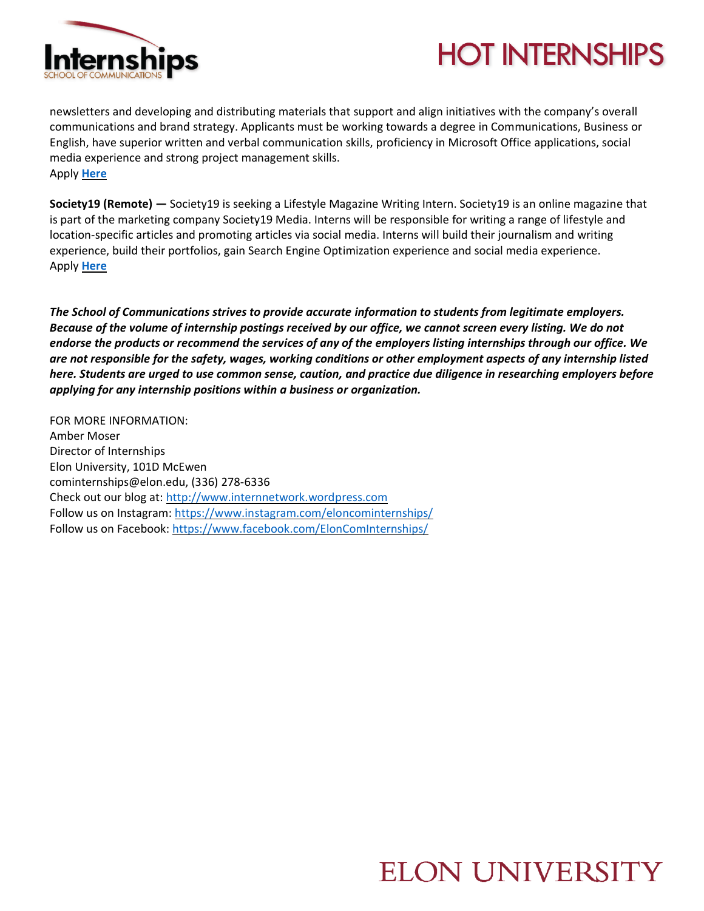newsletters and developing and distributing materials that support and align initiatives with the company's overall communications and brand strategy. Applicants must be working towards a degree in Communications, Business or English, have superior written and verbal communication skills, proficiency in Microsoft Office applications, social media experience and strong project management skills.
Apply **Here**

**Society19 (Remote) —** Society19 is seeking a Lifestyle Magazine Writing Intern. Society19 is an online magazine that is part of the marketing company Society19 Media. Interns will be responsible for writing a range of lifestyle and location-specific articles and promoting articles via social media. Interns will build their journalism and writing experience, build their portfolios, gain Search Engine Optimization experience and social media experience.
Apply **Here**

***The School of Communications strives to provide accurate information to students from legitimate employers. Because of the volume of internship postings received by our office, we cannot screen every listing. We do not endorse the products or recommend the services of any of the employers listing internships through our office. We are not responsible for the safety, wages, working conditions or other employment aspects of any internship listed here. Students are urged to use common sense, caution, and practice due diligence in researching employers before applying for any internship positions within a business or organization.***

FOR MORE INFORMATION:
Amber Moser
Director of Internships
Elon University, 101D McEwen
cominternships@elon.edu, (336) 278-6336
Check out our blog at: http://www.internnetwork.wordpress.com
Follow us on Instagram: https://www.instagram.com/eloncominternships/
Follow us on Facebook: https://www.facebook.com/ElonComInternships/